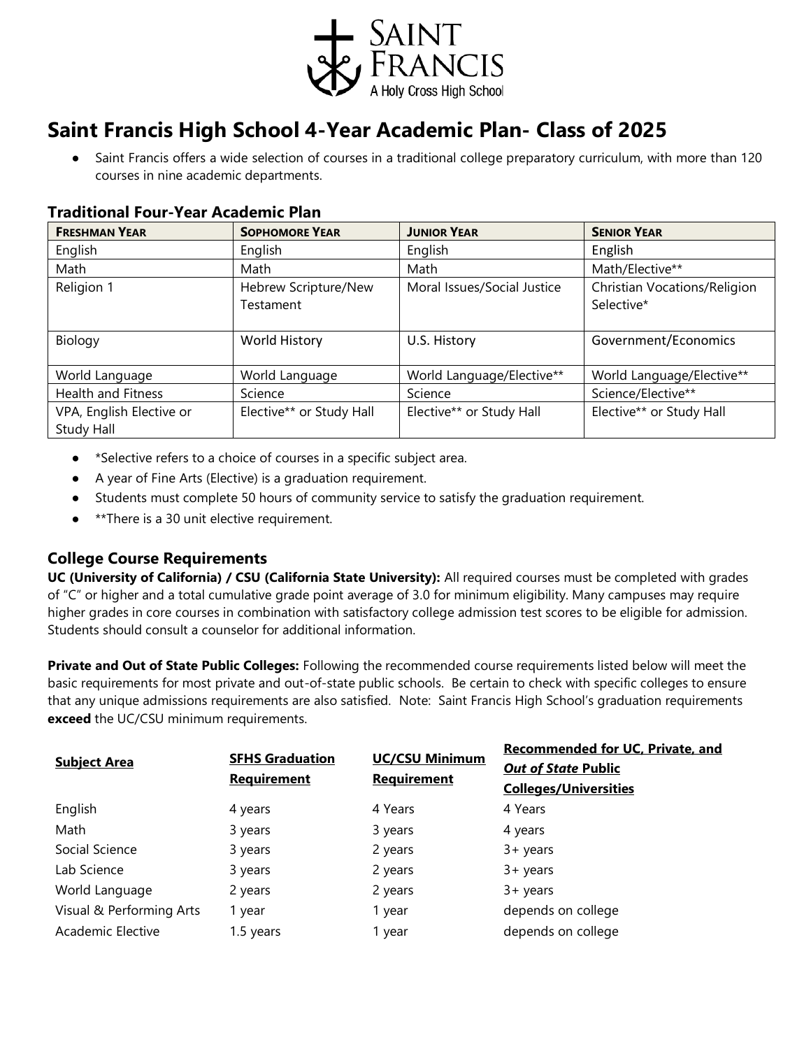# Saint Francis High School 4-Year Academic Plan- Class of 2025

- Saint Francis offers a wide selection of courses in a traditional college preparatory curriculum, with more than 120 courses in nine academic departments.

## Traditional Four-Year Academic Plan

| FRESHMAN YEAR | SOPHOMORE YEAR | JUNIOR YEAR | SENIOR YEAR |
|---|---|---|---|
| English | English | English | English |
| Math | Math | Math | Math/Elective** |
| Religion 1 | Hebrew Scripture/New Testament | Moral Issues/Social Justice | Christian Vocations/Religion Selective* |
| Biology | World History | U.S. History | Government/Economics |
| World Language | World Language | World Language/Elective** | World Language/Elective** |
| Health and Fitness | Science | Science | Science/Elective** |
| VPA, English Elective or Study Hall | Elective** or Study Hall | Elective** or Study Hall | Elective** or Study Hall |

- *Selective refers to a choice of courses in a specific subject area.
- A year of Fine Arts (Elective) is a graduation requirement.
- Students must complete 50 hours of community service to satisfy the graduation requirement.
- **There is a 30 unit elective requirement.

## College Course Requirements

**UC (University of California) / CSU (California State University):** All required courses must be completed with grades of "C" or higher and a total cumulative grade point average of 3.0 for minimum eligibility. Many campuses may require higher grades in core courses in combination with satisfactory college admission test scores to be eligible for admission. Students should consult a counselor for additional information.

**Private and Out of State Public Colleges:** Following the recommended course requirements listed below will meet the basic requirements for most private and out-of-state public schools. Be certain to check with specific colleges to ensure that any unique admissions requirements are also satisfied. Note: Saint Francis High School's graduation requirements **exceed** the UC/CSU minimum requirements.

| Subject Area | SFHS Graduation Requirement | UC/CSU Minimum Requirement | Recommended for UC, Private, and *Out of State* Public Colleges/Universities |
|---|---|---|---|
| English | 4 years | 4 Years | 4 Years |
| Math | 3 years | 3 years | 4 years |
| Social Science | 3 years | 2 years | 3+ years |
| Lab Science | 3 years | 2 years | 3+ years |
| World Language | 2 years | 2 years | 3+ years |
| Visual & Performing Arts | 1 year | 1 year | depends on college |
| Academic Elective | 1.5 years | 1 year | depends on college |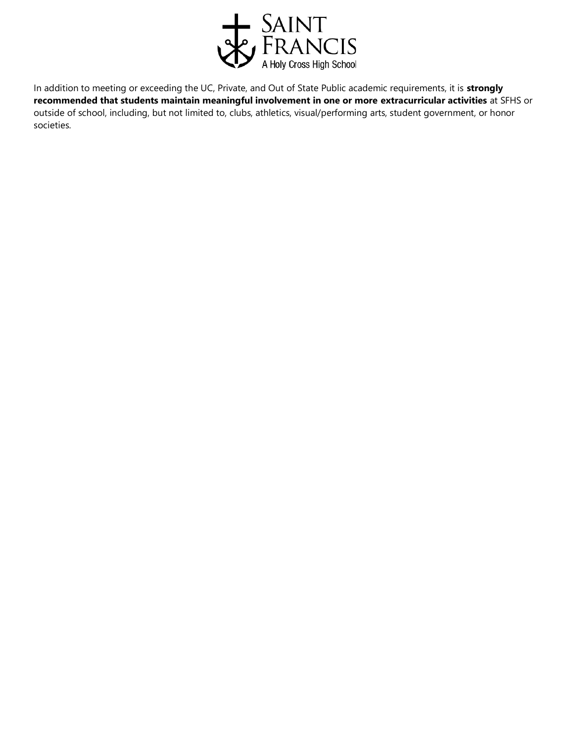In addition to meeting or exceeding the UC, Private, and Out of State Public academic requirements, it is **strongly recommended that students maintain meaningful involvement in one or more extracurricular activities** at SFHS or outside of school, including, but not limited to, clubs, athletics, visual/performing arts, student government, or honor societies.